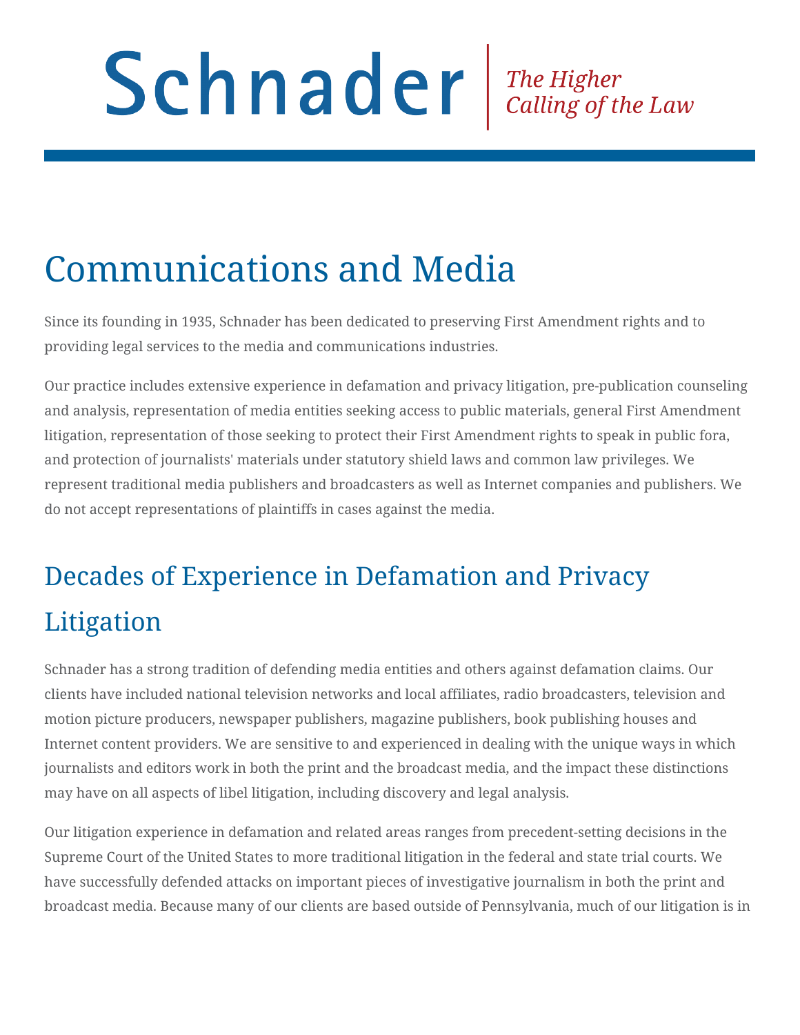Schnader | *The Higher Calling of the Law*

# Communications and Media

Since its founding in 1935, Schnader has been dedicated to preserving First Amendment rights and to providing legal services to the media and communications industries.

Our practice includes extensive experience in defamation and privacy litigation, pre-publication counseling and analysis, representation of media entities seeking access to public materials, general First Amendment litigation, representation of those seeking to protect their First Amendment rights to speak in public fora, and protection of journalists' materials under statutory shield laws and common law privileges. We represent traditional media publishers and broadcasters as well as Internet companies and publishers. We do not accept representations of plaintiffs in cases against the media.

## Decades of Experience in Defamation and Privacy Litigation

Schnader has a strong tradition of defending media entities and others against defamation claims. Our clients have included national television networks and local affiliates, radio broadcasters, television and motion picture producers, newspaper publishers, magazine publishers, book publishing houses and Internet content providers. We are sensitive to and experienced in dealing with the unique ways in which journalists and editors work in both the print and the broadcast media, and the impact these distinctions may have on all aspects of libel litigation, including discovery and legal analysis.

Our litigation experience in defamation and related areas ranges from precedent-setting decisions in the Supreme Court of the United States to more traditional litigation in the federal and state trial courts. We have successfully defended attacks on important pieces of investigative journalism in both the print and broadcast media. Because many of our clients are based outside of Pennsylvania, much of our litigation is in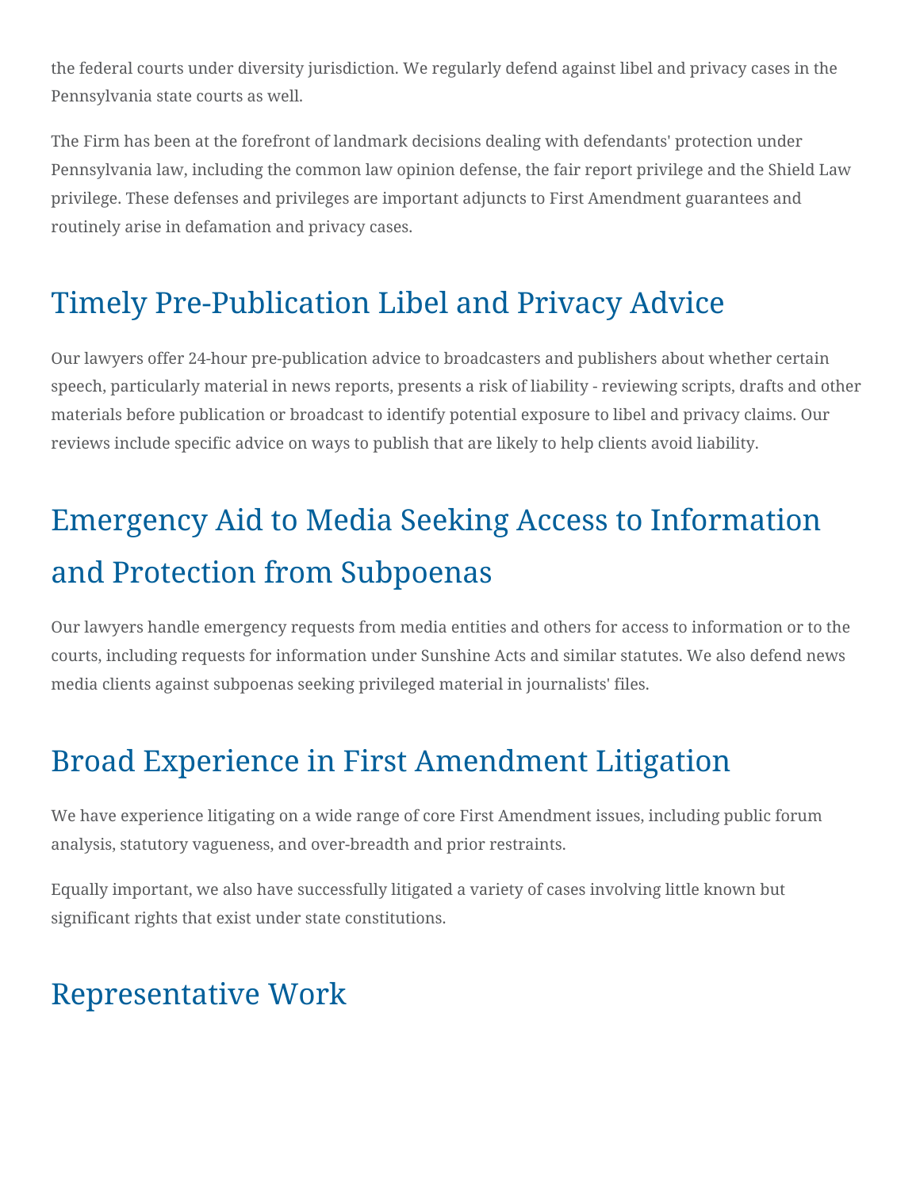the federal courts under diversity jurisdiction. We regularly defend against libel and privacy cases in the Pennsylvania state courts as well.

The Firm has been at the forefront of landmark decisions dealing with defendants' protection under Pennsylvania law, including the common law opinion defense, the fair report privilege and the Shield Law privilege. These defenses and privileges are important adjuncts to First Amendment guarantees and routinely arise in defamation and privacy cases.

## Timely Pre-Publication Libel and Privacy Advice

Our lawyers offer 24-hour pre-publication advice to broadcasters and publishers about whether certain speech, particularly material in news reports, presents a risk of liability - reviewing scripts, drafts and other materials before publication or broadcast to identify potential exposure to libel and privacy claims. Our reviews include specific advice on ways to publish that are likely to help clients avoid liability.

## Emergency Aid to Media Seeking Access to Information and Protection from Subpoenas

Our lawyers handle emergency requests from media entities and others for access to information or to the courts, including requests for information under Sunshine Acts and similar statutes. We also defend news media clients against subpoenas seeking privileged material in journalists' files.

## Broad Experience in First Amendment Litigation

We have experience litigating on a wide range of core First Amendment issues, including public forum analysis, statutory vagueness, and over-breadth and prior restraints.

Equally important, we also have successfully litigated a variety of cases involving little known but significant rights that exist under state constitutions.

## Representative Work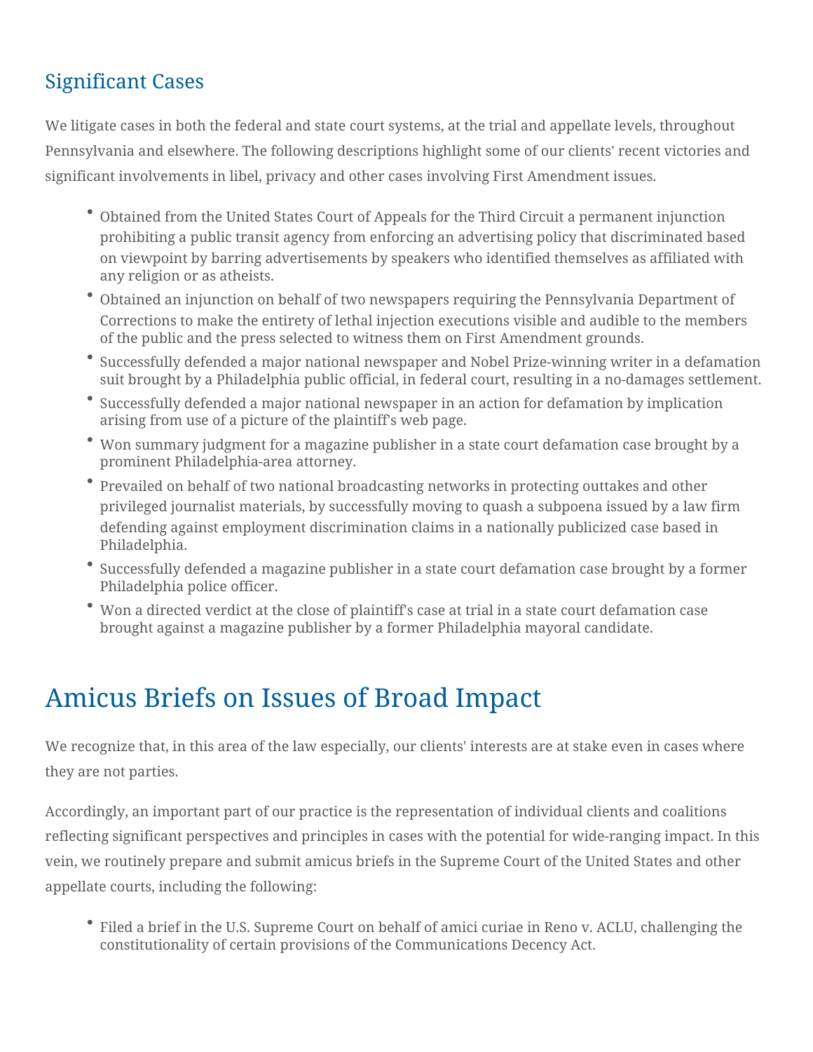## Significant Cases

We litigate cases in both the federal and state court systems, at the trial and appellate levels, throughout Pennsylvania and elsewhere. The following descriptions highlight some of our clients' recent victories and significant involvements in libel, privacy and other cases involving First Amendment issues.

- Obtained from the United States Court of Appeals for the Third Circuit a permanent injunction prohibiting a public transit agency from enforcing an advertising policy that discriminated based on viewpoint by barring advertisements by speakers who identified themselves as affiliated with any religion or as atheists.
- Obtained an injunction on behalf of two newspapers requiring the Pennsylvania Department of Corrections to make the entirety of lethal injection executions visible and audible to the members of the public and the press selected to witness them on First Amendment grounds.
- Successfully defended a major national newspaper and Nobel Prize-winning writer in a defamation suit brought by a Philadelphia public official, in federal court, resulting in a no-damages settlement.
- Successfully defended a major national newspaper in an action for defamation by implication arising from use of a picture of the plaintiff's web page.
- Won summary judgment for a magazine publisher in a state court defamation case brought by a prominent Philadelphia-area attorney.
- Prevailed on behalf of two national broadcasting networks in protecting outtakes and other privileged journalist materials, by successfully moving to quash a subpoena issued by a law firm defending against employment discrimination claims in a nationally publicized case based in Philadelphia.
- Successfully defended a magazine publisher in a state court defamation case brought by a former Philadelphia police officer.
- Won a directed verdict at the close of plaintiff's case at trial in a state court defamation case brought against a magazine publisher by a former Philadelphia mayoral candidate.

# Amicus Briefs on Issues of Broad Impact

We recognize that, in this area of the law especially, our clients' interests are at stake even in cases where they are not parties.

Accordingly, an important part of our practice is the representation of individual clients and coalitions reflecting significant perspectives and principles in cases with the potential for wide-ranging impact. In this vein, we routinely prepare and submit amicus briefs in the Supreme Court of the United States and other appellate courts, including the following:

- Filed a brief in the U.S. Supreme Court on behalf of amici curiae in Reno v. ACLU, challenging the constitutionality of certain provisions of the Communications Decency Act.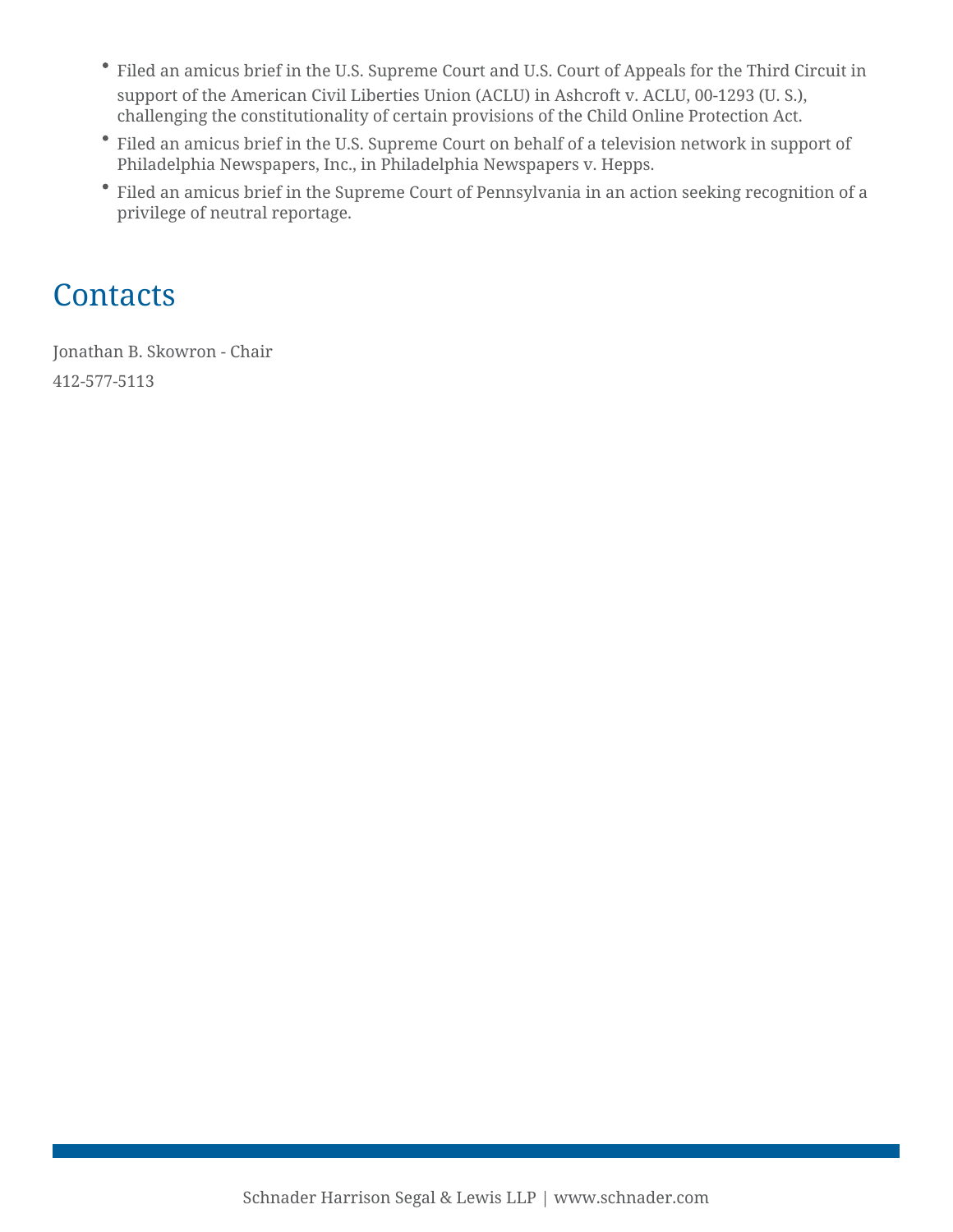- Filed an amicus brief in the U.S. Supreme Court and U.S. Court of Appeals for the Third Circuit in support of the American Civil Liberties Union (ACLU) in Ashcroft v. ACLU, 00-1293 (U. S.), challenging the constitutionality of certain provisions of the Child Online Protection Act.
- Filed an amicus brief in the U.S. Supreme Court on behalf of a television network in support of Philadelphia Newspapers, Inc., in Philadelphia Newspapers v. Hepps.
- Filed an amicus brief in the Supreme Court of Pennsylvania in an action seeking recognition of a privilege of neutral reportage.

## Contacts

Jonathan B. Skowron - Chair

412-577-5113